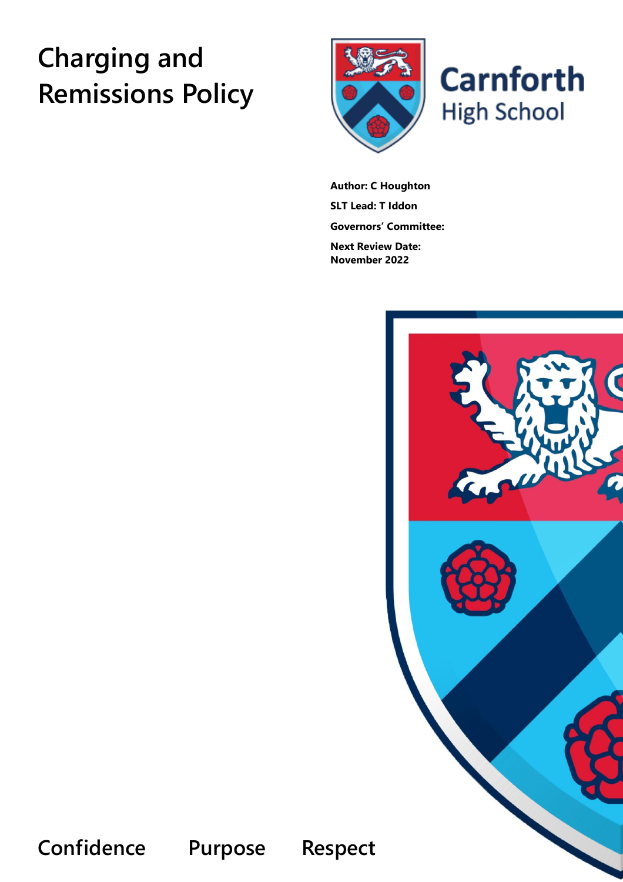# Charging and Remissions Policy

Carnforth High School

**Author: C Houghton**

**SLT Lead: T Iddon**

**Governors' Committee:**

**Next Review Date: November 2022**

**Confidence Purpose Respect**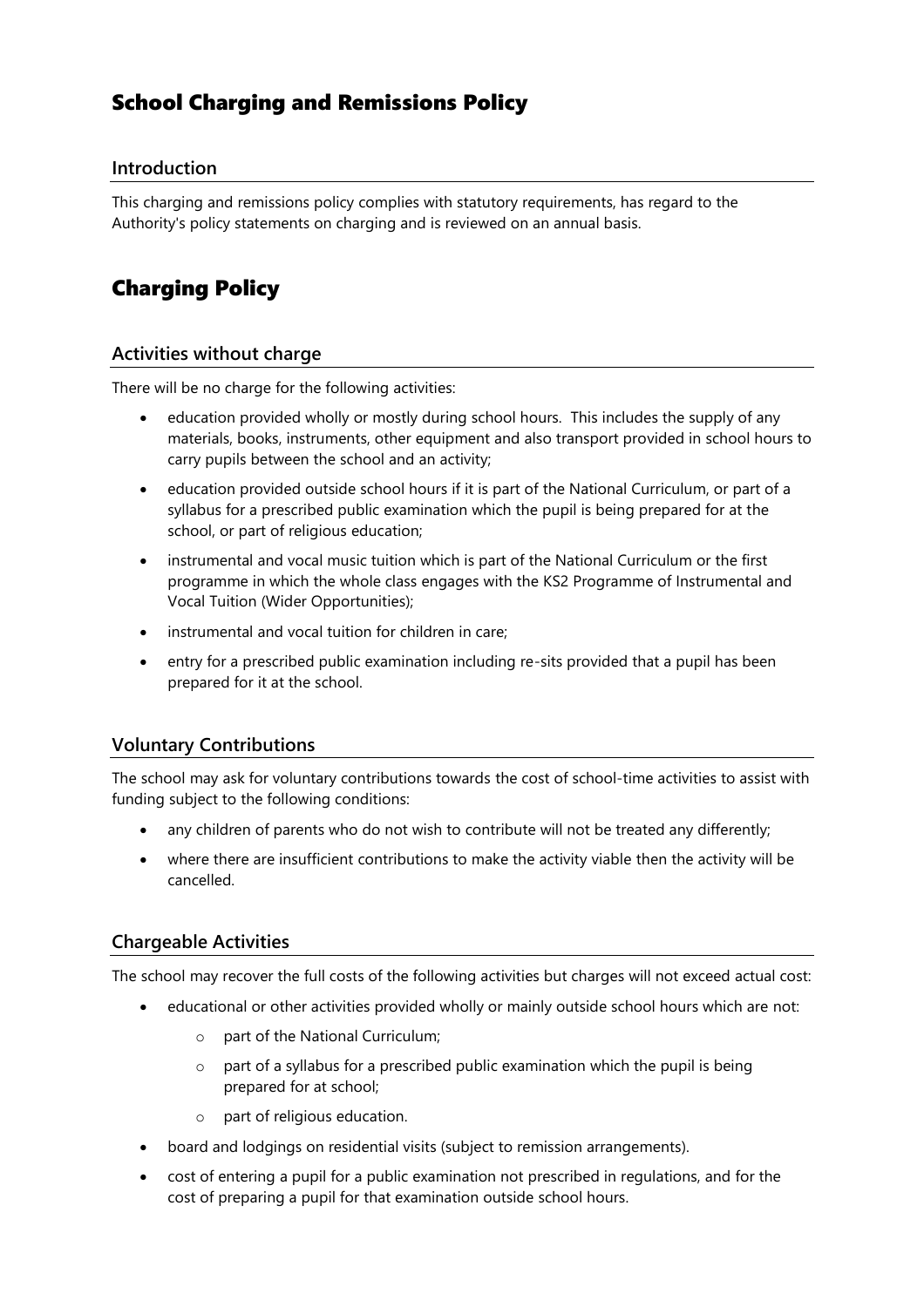# School Charging and Remissions Policy

## Introduction

This charging and remissions policy complies with statutory requirements, has regard to the Authority's policy statements on charging and is reviewed on an annual basis.

# Charging Policy

## Activities without charge

There will be no charge for the following activities:

- education provided wholly or mostly during school hours. This includes the supply of any materials, books, instruments, other equipment and also transport provided in school hours to carry pupils between the school and an activity;
- education provided outside school hours if it is part of the National Curriculum, or part of a syllabus for a prescribed public examination which the pupil is being prepared for at the school, or part of religious education;
- instrumental and vocal music tuition which is part of the National Curriculum or the first programme in which the whole class engages with the KS2 Programme of Instrumental and Vocal Tuition (Wider Opportunities);
- instrumental and vocal tuition for children in care;
- entry for a prescribed public examination including re-sits provided that a pupil has been prepared for it at the school.

## Voluntary Contributions

The school may ask for voluntary contributions towards the cost of school-time activities to assist with funding subject to the following conditions:

- any children of parents who do not wish to contribute will not be treated any differently;
- where there are insufficient contributions to make the activity viable then the activity will be cancelled.

## Chargeable Activities

The school may recover the full costs of the following activities but charges will not exceed actual cost:

- educational or other activities provided wholly or mainly outside school hours which are not:
  - part of the National Curriculum;
  - part of a syllabus for a prescribed public examination which the pupil is being prepared for at school;
  - part of religious education.
- board and lodgings on residential visits (subject to remission arrangements).
- cost of entering a pupil for a public examination not prescribed in regulations, and for the cost of preparing a pupil for that examination outside school hours.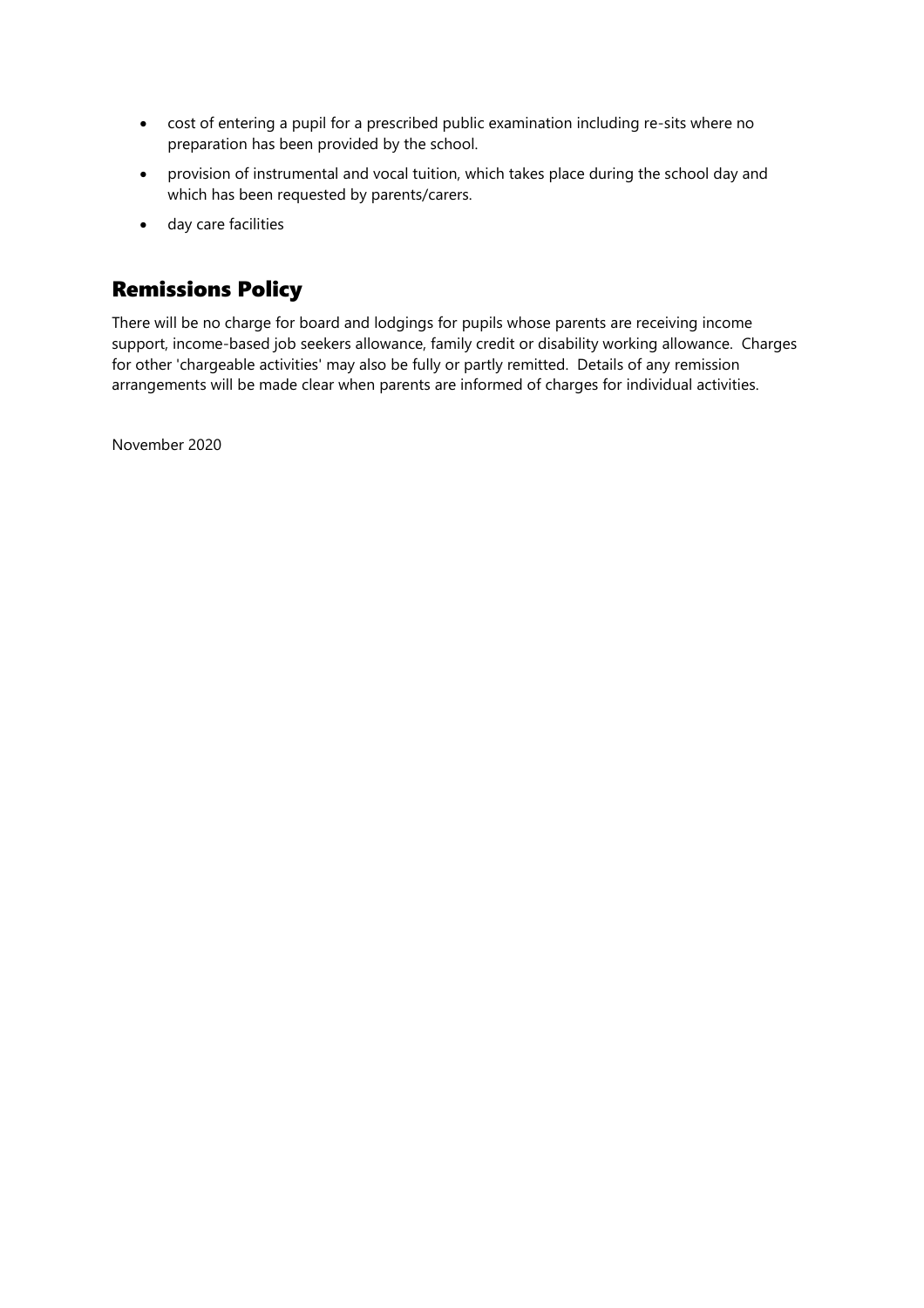- cost of entering a pupil for a prescribed public examination including re-sits where no preparation has been provided by the school.
- provision of instrumental and vocal tuition, which takes place during the school day and which has been requested by parents/carers.
- day care facilities

## Remissions Policy

There will be no charge for board and lodgings for pupils whose parents are receiving income support, income-based job seekers allowance, family credit or disability working allowance. Charges for other 'chargeable activities' may also be fully or partly remitted. Details of any remission arrangements will be made clear when parents are informed of charges for individual activities.

November 2020